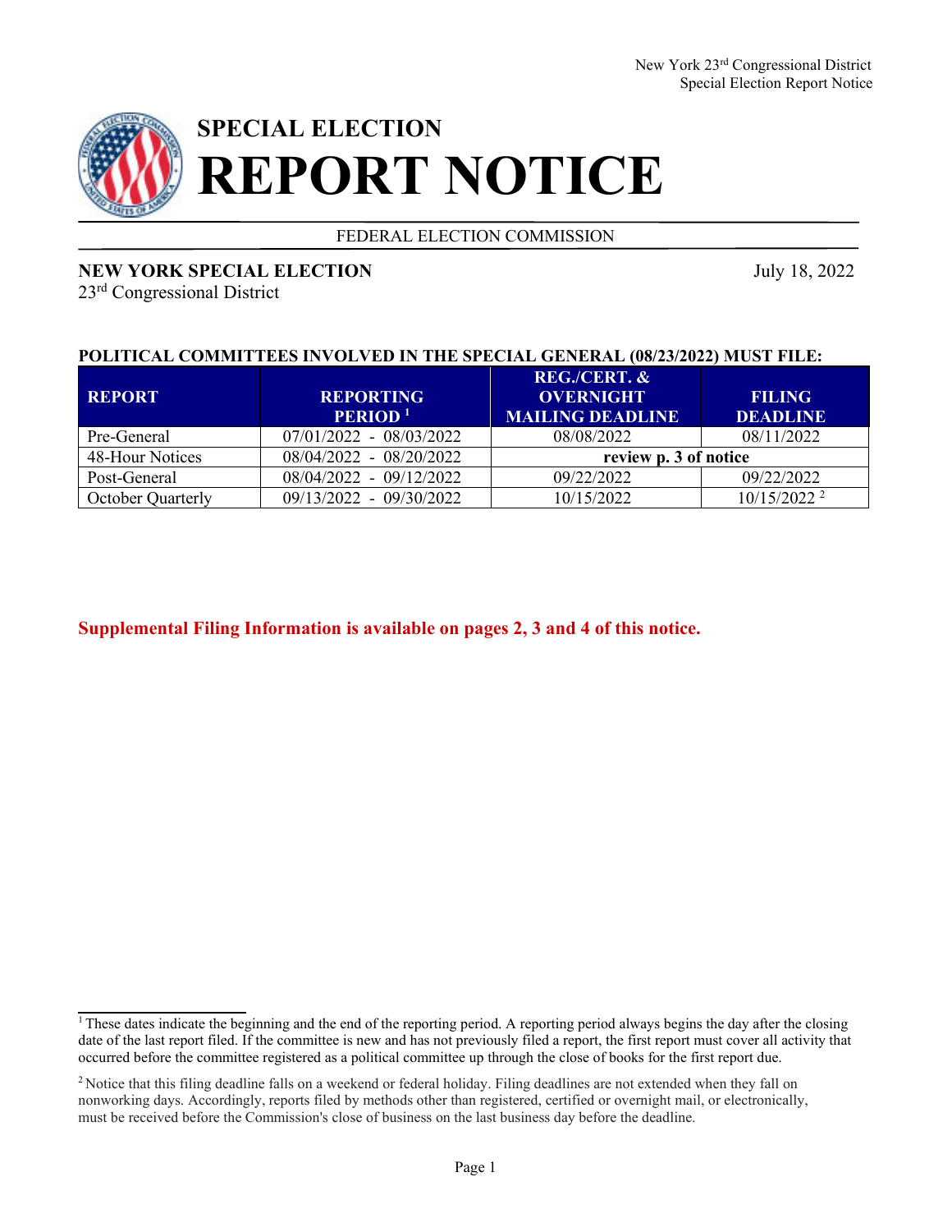# SPECIAL ELECTION
# REPORT NOTICE

FEDERAL ELECTION COMMISSION

**NEW YORK SPECIAL ELECTION**
23rd Congressional District

July 18, 2022

**POLITICAL COMMITTEES INVOLVED IN THE SPECIAL GENERAL (08/23/2022) MUST FILE:**

| REPORT | REPORTING PERIOD [1] | REG./CERT. & OVERNIGHT MAILING DEADLINE | FILING DEADLINE |
|---|---|---|---|
| Pre-General | 07/01/2022 - 08/03/2022 | 08/08/2022 | 08/11/2022 |
| 48-Hour Notices | 08/04/2022 - 08/20/2022 | **review p. 3 of notice** | |
| Post-General | 08/04/2022 - 09/12/2022 | 09/22/2022 | 09/22/2022 |
| October Quarterly | 09/13/2022 - 09/30/2022 | 10/15/2022 | 10/15/2022 [2] |

**Supplemental Filing Information is available on pages 2, 3 and 4 of this notice.**

[1] These dates indicate the beginning and the end of the reporting period. A reporting period always begins the day after the closing date of the last report filed. If the committee is new and has not previously filed a report, the first report must cover all activity that occurred before the committee registered as a political committee up through the close of books for the first report due.

[2] Notice that this filing deadline falls on a weekend or federal holiday. Filing deadlines are not extended when they fall on nonworking days. Accordingly, reports filed by methods other than registered, certified or overnight mail, or electronically, must be received before the Commission's close of business on the last business day before the deadline.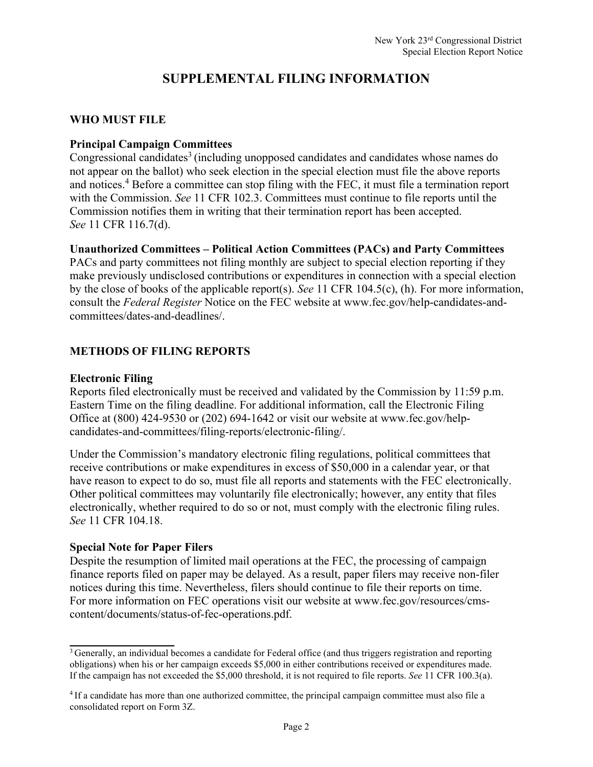# SUPPLEMENTAL FILING INFORMATION

## WHO MUST FILE

### Principal Campaign Committees

Congressional candidates[3] (including unopposed candidates and candidates whose names do not appear on the ballot) who seek election in the special election must file the above reports and notices.[4] Before a committee can stop filing with the FEC, it must file a termination report with the Commission. *See* 11 CFR 102.3. Committees must continue to file reports until the Commission notifies them in writing that their termination report has been accepted. *See* 11 CFR 116.7(d).

### Unauthorized Committees – Political Action Committees (PACs) and Party Committees

PACs and party committees not filing monthly are subject to special election reporting if they make previously undisclosed contributions or expenditures in connection with a special election by the close of books of the applicable report(s). *See* 11 CFR 104.5(c), (h). For more information, consult the *Federal Register* Notice on the FEC website at www.fec.gov/help-candidates-and-committees/dates-and-deadlines/.

## METHODS OF FILING REPORTS

### Electronic Filing

Reports filed electronically must be received and validated by the Commission by 11:59 p.m. Eastern Time on the filing deadline. For additional information, call the Electronic Filing Office at (800) 424-9530 or (202) 694-1642 or visit our website at www.fec.gov/help-candidates-and-committees/filing-reports/electronic-filing/.

Under the Commission's mandatory electronic filing regulations, political committees that receive contributions or make expenditures in excess of $50,000 in a calendar year, or that have reason to expect to do so, must file all reports and statements with the FEC electronically. Other political committees may voluntarily file electronically; however, any entity that files electronically, whether required to do so or not, must comply with the electronic filing rules. *See* 11 CFR 104.18.

### Special Note for Paper Filers

Despite the resumption of limited mail operations at the FEC, the processing of campaign finance reports filed on paper may be delayed. As a result, paper filers may receive non-filer notices during this time. Nevertheless, filers should continue to file their reports on time. For more information on FEC operations visit our website at www.fec.gov/resources/cms-content/documents/status-of-fec-operations.pdf.

---

[3] Generally, an individual becomes a candidate for Federal office (and thus triggers registration and reporting obligations) when his or her campaign exceeds $5,000 in either contributions received or expenditures made. If the campaign has not exceeded the $5,000 threshold, it is not required to file reports. *See* 11 CFR 100.3(a).

[4] If a candidate has more than one authorized committee, the principal campaign committee must also file a consolidated report on Form 3Z.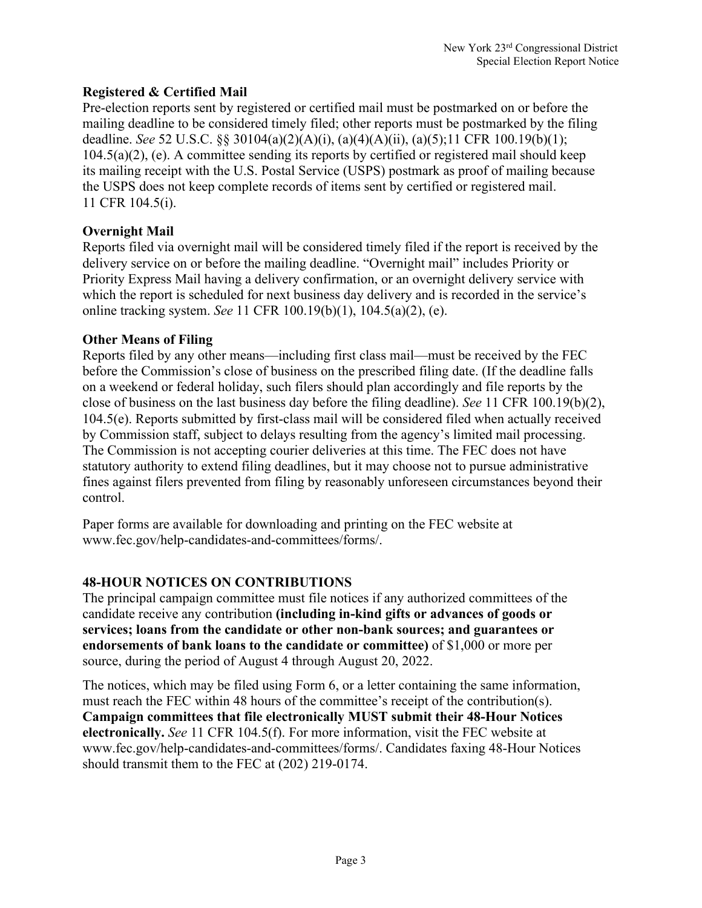### Registered & Certified Mail

Pre-election reports sent by registered or certified mail must be postmarked on or before the mailing deadline to be considered timely filed; other reports must be postmarked by the filing deadline. *See* 52 U.S.C. §§ 30104(a)(2)(A)(i), (a)(4)(A)(ii), (a)(5);11 CFR 100.19(b)(1); 104.5(a)(2), (e). A committee sending its reports by certified or registered mail should keep its mailing receipt with the U.S. Postal Service (USPS) postmark as proof of mailing because the USPS does not keep complete records of items sent by certified or registered mail. 11 CFR 104.5(i).

### Overnight Mail

Reports filed via overnight mail will be considered timely filed if the report is received by the delivery service on or before the mailing deadline. "Overnight mail" includes Priority or Priority Express Mail having a delivery confirmation, or an overnight delivery service with which the report is scheduled for next business day delivery and is recorded in the service's online tracking system. *See* 11 CFR 100.19(b)(1), 104.5(a)(2), (e).

### Other Means of Filing

Reports filed by any other means—including first class mail—must be received by the FEC before the Commission's close of business on the prescribed filing date. (If the deadline falls on a weekend or federal holiday, such filers should plan accordingly and file reports by the close of business on the last business day before the filing deadline). *See* 11 CFR 100.19(b)(2), 104.5(e). Reports submitted by first-class mail will be considered filed when actually received by Commission staff, subject to delays resulting from the agency's limited mail processing. The Commission is not accepting courier deliveries at this time. The FEC does not have statutory authority to extend filing deadlines, but it may choose not to pursue administrative fines against filers prevented from filing by reasonably unforeseen circumstances beyond their control.

Paper forms are available for downloading and printing on the FEC website at www.fec.gov/help-candidates-and-committees/forms/.

## 48-HOUR NOTICES ON CONTRIBUTIONS

The principal campaign committee must file notices if any authorized committees of the candidate receive any contribution **(including in-kind gifts or advances of goods or services; loans from the candidate or other non-bank sources; and guarantees or endorsements of bank loans to the candidate or committee)** of $1,000 or more per source, during the period of August 4 through August 20, 2022.

The notices, which may be filed using Form 6, or a letter containing the same information, must reach the FEC within 48 hours of the committee's receipt of the contribution(s). **Campaign committees that file electronically MUST submit their 48-Hour Notices electronically.** *See* 11 CFR 104.5(f). For more information, visit the FEC website at www.fec.gov/help-candidates-and-committees/forms/. Candidates faxing 48-Hour Notices should transmit them to the FEC at (202) 219-0174.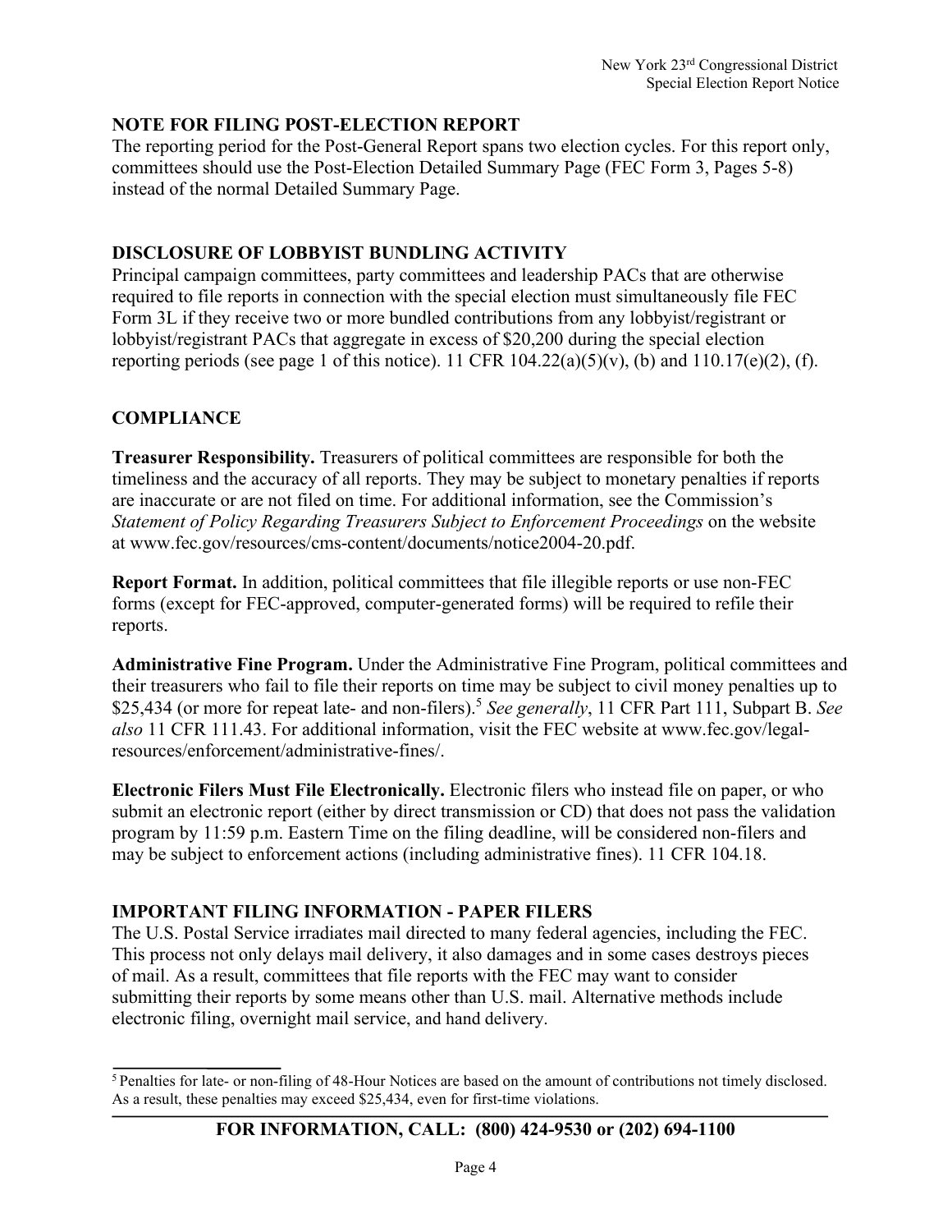## NOTE FOR FILING POST-ELECTION REPORT

The reporting period for the Post-General Report spans two election cycles. For this report only, committees should use the Post-Election Detailed Summary Page (FEC Form 3, Pages 5-8) instead of the normal Detailed Summary Page.

## DISCLOSURE OF LOBBYIST BUNDLING ACTIVITY

Principal campaign committees, party committees and leadership PACs that are otherwise required to file reports in connection with the special election must simultaneously file FEC Form 3L if they receive two or more bundled contributions from any lobbyist/registrant or lobbyist/registrant PACs that aggregate in excess of $20,200 during the special election reporting periods (see page 1 of this notice). 11 CFR 104.22(a)(5)(v), (b) and 110.17(e)(2), (f).

## COMPLIANCE

**Treasurer Responsibility.** Treasurers of political committees are responsible for both the timeliness and the accuracy of all reports. They may be subject to monetary penalties if reports are inaccurate or are not filed on time. For additional information, see the Commission's *Statement of Policy Regarding Treasurers Subject to Enforcement Proceedings* on the website at www.fec.gov/resources/cms-content/documents/notice2004-20.pdf.

**Report Format.** In addition, political committees that file illegible reports or use non-FEC forms (except for FEC-approved, computer-generated forms) will be required to refile their reports.

**Administrative Fine Program.** Under the Administrative Fine Program, political committees and their treasurers who fail to file their reports on time may be subject to civil money penalties up to $25,434 (or more for repeat late- and non-filers).[5] *See generally*, 11 CFR Part 111, Subpart B. *See also* 11 CFR 111.43. For additional information, visit the FEC website at www.fec.gov/legal-resources/enforcement/administrative-fines/.

**Electronic Filers Must File Electronically.** Electronic filers who instead file on paper, or who submit an electronic report (either by direct transmission or CD) that does not pass the validation program by 11:59 p.m. Eastern Time on the filing deadline, will be considered non-filers and may be subject to enforcement actions (including administrative fines). 11 CFR 104.18.

## IMPORTANT FILING INFORMATION - PAPER FILERS

The U.S. Postal Service irradiates mail directed to many federal agencies, including the FEC. This process not only delays mail delivery, it also damages and in some cases destroys pieces of mail. As a result, committees that file reports with the FEC may want to consider submitting their reports by some means other than U.S. mail. Alternative methods include electronic filing, overnight mail service, and hand delivery.

---

[5] Penalties for late- or non-filing of 48-Hour Notices are based on the amount of contributions not timely disclosed. As a result, these penalties may exceed $25,434, even for first-time violations.